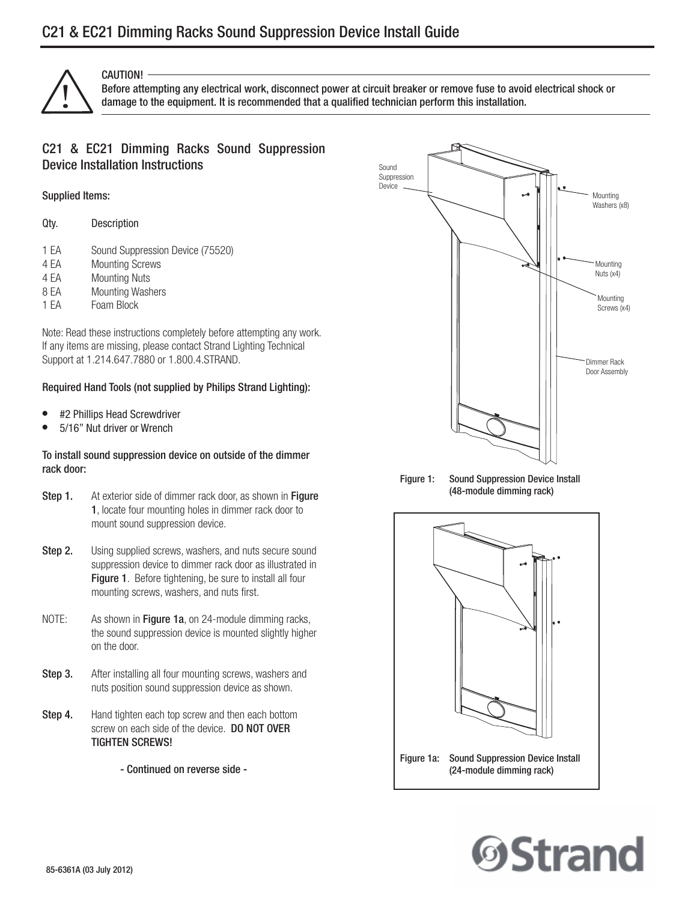# C21 & EC21 Dimming Racks Sound Suppression Device Install Guide

**CAUTION!**
**Before attempting any electrical work, disconnect power at circuit breaker or remove fuse to avoid electrical shock or damage to the equipment. It is recommended that a qualified technician perform this installation.**

## C21 & EC21 Dimming Racks Sound Suppression Device Installation Instructions

**Supplied Items:**

| Qty. | Description |
|---|---|
| 1 EA | Sound Suppression Device (75520) |
| 4 EA | Mounting Screws |
| 4 EA | Mounting Nuts |
| 8 EA | Mounting Washers |
| 1 EA | Foam Block |

Note: Read these instructions completely before attempting any work. If any items are missing, please contact Strand Lighting Technical Support at 1.214.647.7880 or 1.800.4.STRAND.

**Required Hand Tools (not supplied by Philips Strand Lighting):**

- #2 Phillips Head Screwdriver
- 5/16" Nut driver or Wrench

**To install sound suppression device on outside of the dimmer rack door:**

**Step 1.** At exterior side of dimmer rack door, as shown in **Figure 1**, locate four mounting holes in dimmer rack door to mount sound suppression device.

**Step 2.** Using supplied screws, washers, and nuts secure sound suppression device to dimmer rack door as illustrated in **Figure 1**. Before tightening, be sure to install all four mounting screws, washers, and nuts first.

NOTE: As shown in **Figure 1a**, on 24-module dimming racks, the sound suppression device is mounted slightly higher on the door.

**Step 3.** After installing all four mounting screws, washers and nuts position sound suppression device as shown.

**Step 4.** Hand tighten each top screw and then each bottom screw on each side of the device. **DO NOT OVER TIGHTEN SCREWS!**

- Continued on reverse side -

Sound Suppression Device; Mounting Washers (x8); Mounting Nuts (x4); Mounting Screws (x4); Dimmer Rack Door Assembly

Figure 1: Sound Suppression Device Install (48-module dimming rack)

Figure 1a: Sound Suppression Device Install (24-module dimming rack)

85-6361A (03 July 2012)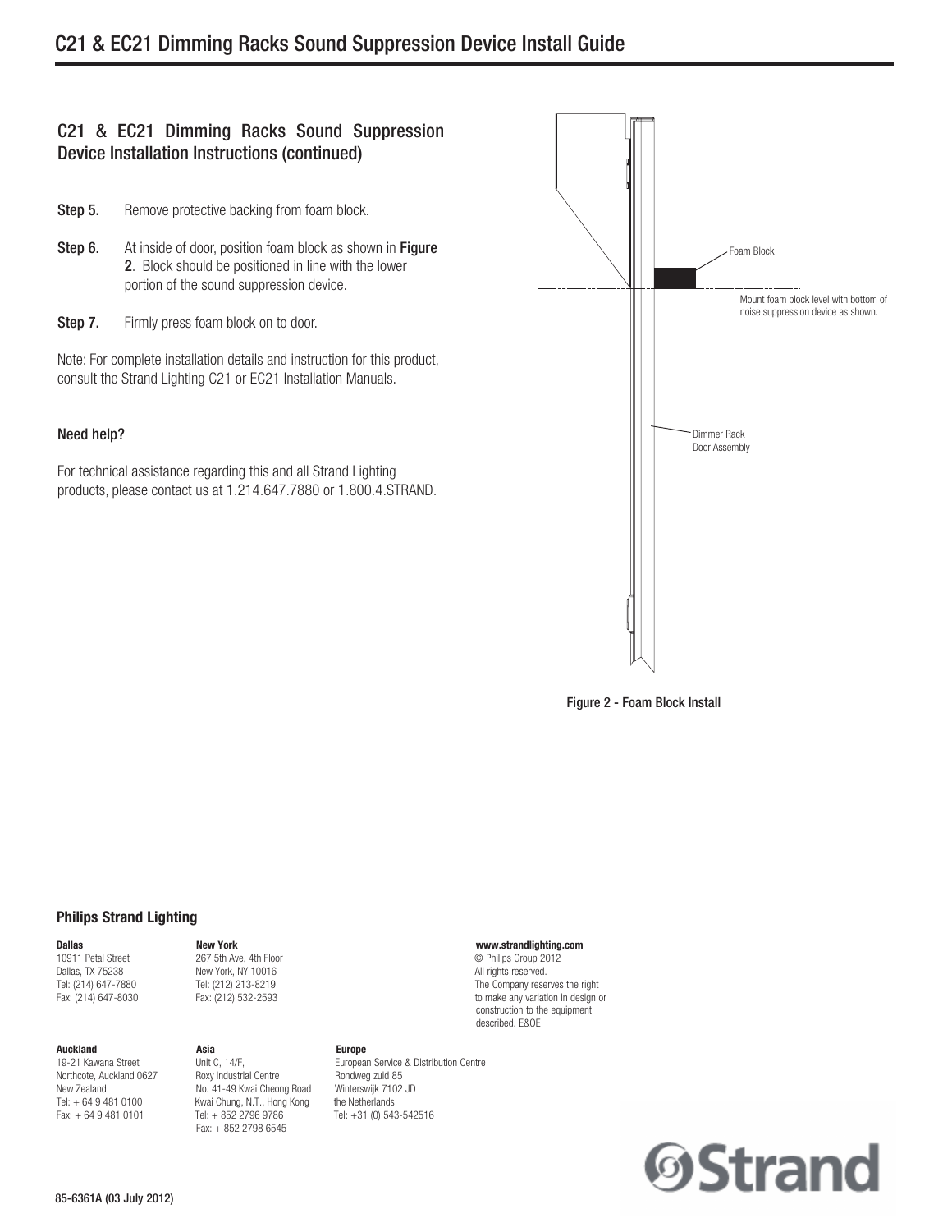## C21 & EC21 Dimming Racks Sound Suppression Device Installation Instructions (continued)

**Step 5.** Remove protective backing from foam block.

**Step 6.** At inside of door, position foam block as shown in **Figure 2**. Block should be positioned in line with the lower portion of the sound suppression device.

**Step 7.** Firmly press foam block on to door.

Note: For complete installation details and instruction for this product, consult the Strand Lighting C21 or EC21 Installation Manuals.

### Need help?

For technical assistance regarding this and all Strand Lighting products, please contact us at 1.214.647.7880 or 1.800.4.STRAND.

Foam Block

Mount foam block level with bottom of noise suppression device as shown.

Dimmer Rack Door Assembly

Figure 2 - Foam Block Install

---

**Philips Strand Lighting**

**Dallas**
10911 Petal Street
Dallas, TX 75238
Tel: (214) 647-7880
Fax: (214) 647-8030

**New York**
267 5th Ave, 4th Floor
New York, NY 10016
Tel: (212) 213-8219
Fax: (212) 532-2593

**www.strandlighting.com**
© Philips Group 2012
All rights reserved.
The Company reserves the right to make any variation in design or construction to the equipment described. E&OE

**Auckland**
19-21 Kawana Street
Northcote, Auckland 0627
New Zealand
Tel: + 64 9 481 0100
Fax: + 64 9 481 0101

**Asia**
Unit C, 14/F,
Roxy Industrial Centre
No. 41-49 Kwai Cheong Road
Kwai Chung, N.T., Hong Kong
Tel: + 852 2796 9786
Fax: + 852 2798 6545

**Europe**
European Service & Distribution Centre
Rondweg zuid 85
Winterswijk 7102 JD
the Netherlands
Tel: +31 (0) 543-542516

Strand

85-6361A (03 July 2012)